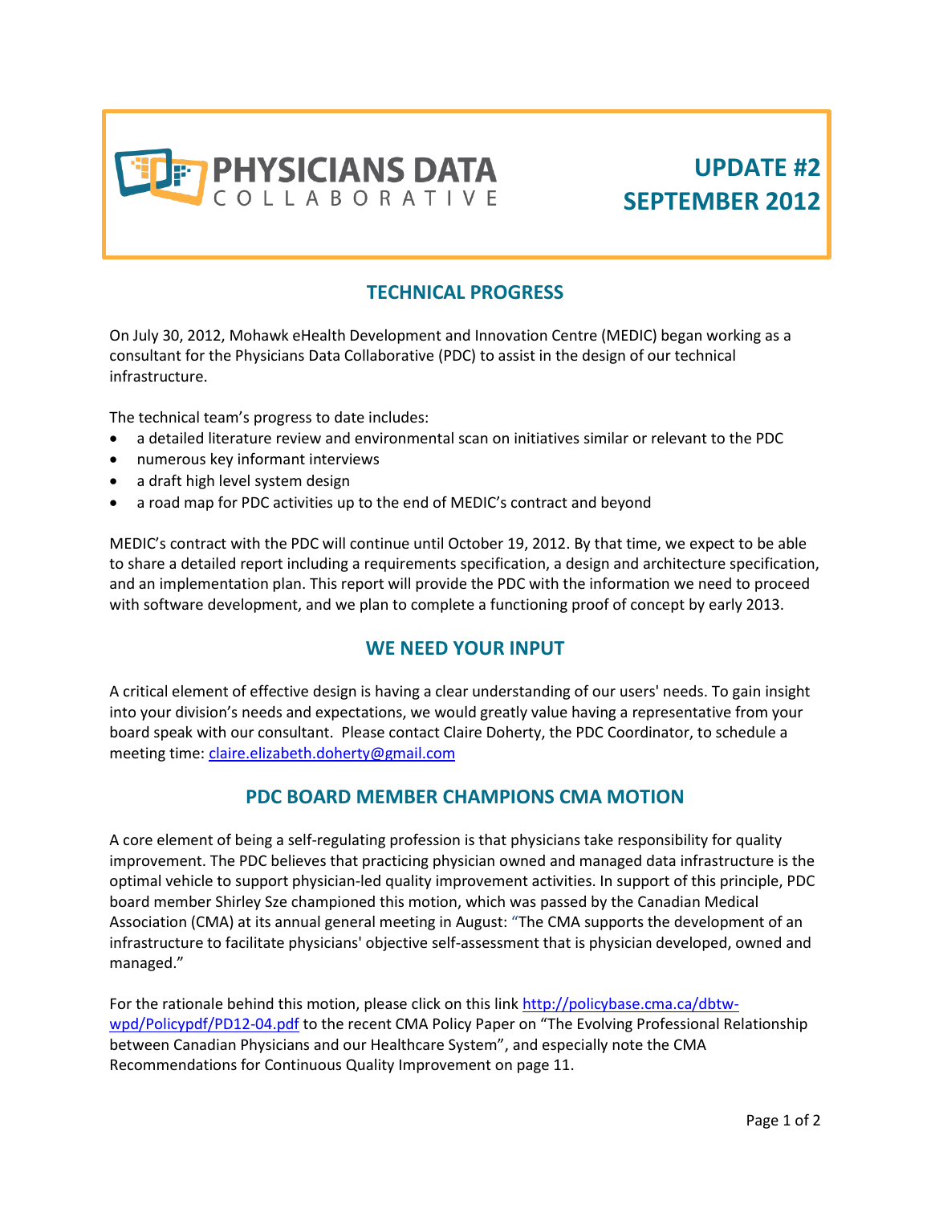# PHYSICIANS DATA COLLABORATIVE

# UPDATE #2 SEPTEMBER 2012

## TECHNICAL PROGRESS

On July 30, 2012, Mohawk eHealth Development and Innovation Centre (MEDIC) began working as a consultant for the Physicians Data Collaborative (PDC) to assist in the design of our technical infrastructure.

The technical team's progress to date includes:

- a detailed literature review and environmental scan on initiatives similar or relevant to the PDC
- numerous key informant interviews
- a draft high level system design
- a road map for PDC activities up to the end of MEDIC's contract and beyond

MEDIC's contract with the PDC will continue until October 19, 2012. By that time, we expect to be able to share a detailed report including a requirements specification, a design and architecture specification, and an implementation plan. This report will provide the PDC with the information we need to proceed with software development, and we plan to complete a functioning proof of concept by early 2013.

## WE NEED YOUR INPUT

A critical element of effective design is having a clear understanding of our users' needs. To gain insight into your division's needs and expectations, we would greatly value having a representative from your board speak with our consultant. Please contact Claire Doherty, the PDC Coordinator, to schedule a meeting time: claire.elizabeth.doherty@gmail.com

## PDC BOARD MEMBER CHAMPIONS CMA MOTION

A core element of being a self-regulating profession is that physicians take responsibility for quality improvement. The PDC believes that practicing physician owned and managed data infrastructure is the optimal vehicle to support physician-led quality improvement activities. In support of this principle, PDC board member Shirley Sze championed this motion, which was passed by the Canadian Medical Association (CMA) at its annual general meeting in August: "The CMA supports the development of an infrastructure to facilitate physicians' objective self-assessment that is physician developed, owned and managed."

For the rationale behind this motion, please click on this link http://policybase.cma.ca/dbtw-wpd/Policypdf/PD12-04.pdf to the recent CMA Policy Paper on "The Evolving Professional Relationship between Canadian Physicians and our Healthcare System", and especially note the CMA Recommendations for Continuous Quality Improvement on page 11.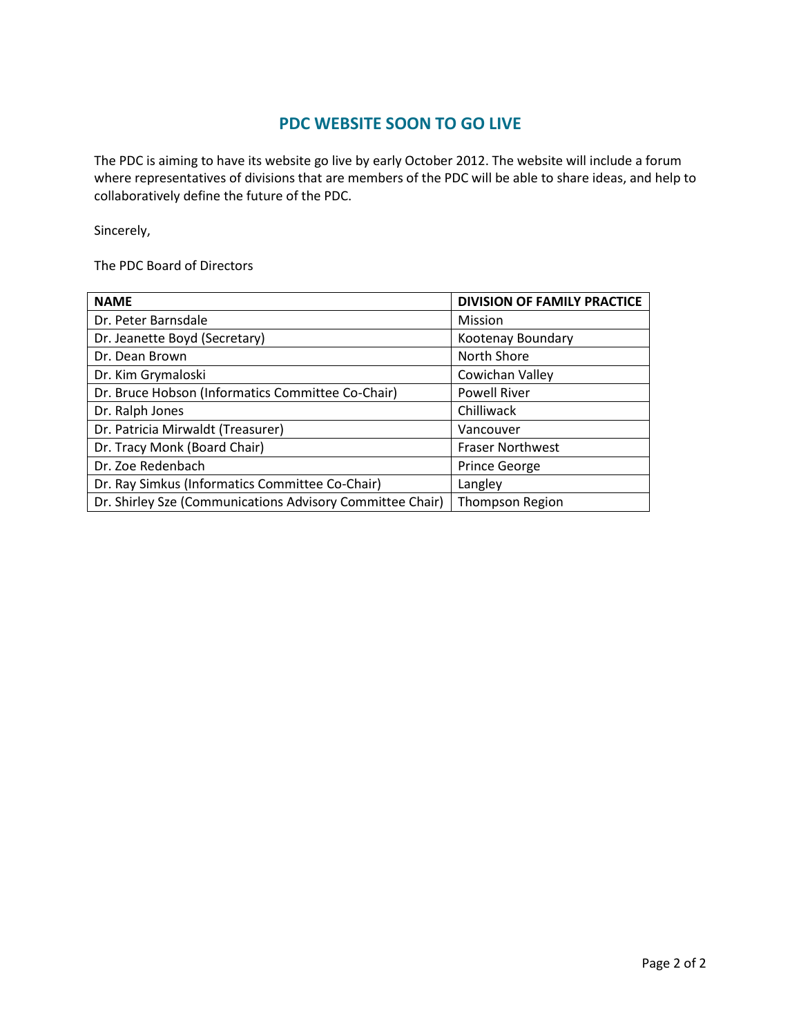## PDC WEBSITE SOON TO GO LIVE

The PDC is aiming to have its website go live by early October 2012. The website will include a forum where representatives of divisions that are members of the PDC will be able to share ideas, and help to collaboratively define the future of the PDC.

Sincerely,

The PDC Board of Directors

| NAME | DIVISION OF FAMILY PRACTICE |
|---|---|
| Dr. Peter Barnsdale | Mission |
| Dr. Jeanette Boyd (Secretary) | Kootenay Boundary |
| Dr. Dean Brown | North Shore |
| Dr. Kim Grymaloski | Cowichan Valley |
| Dr. Bruce Hobson (Informatics Committee Co-Chair) | Powell River |
| Dr. Ralph Jones | Chilliwack |
| Dr. Patricia Mirwaldt (Treasurer) | Vancouver |
| Dr. Tracy Monk (Board Chair) | Fraser Northwest |
| Dr. Zoe Redenbach | Prince George |
| Dr. Ray Simkus (Informatics Committee Co-Chair) | Langley |
| Dr. Shirley Sze (Communications Advisory Committee Chair) | Thompson Region |